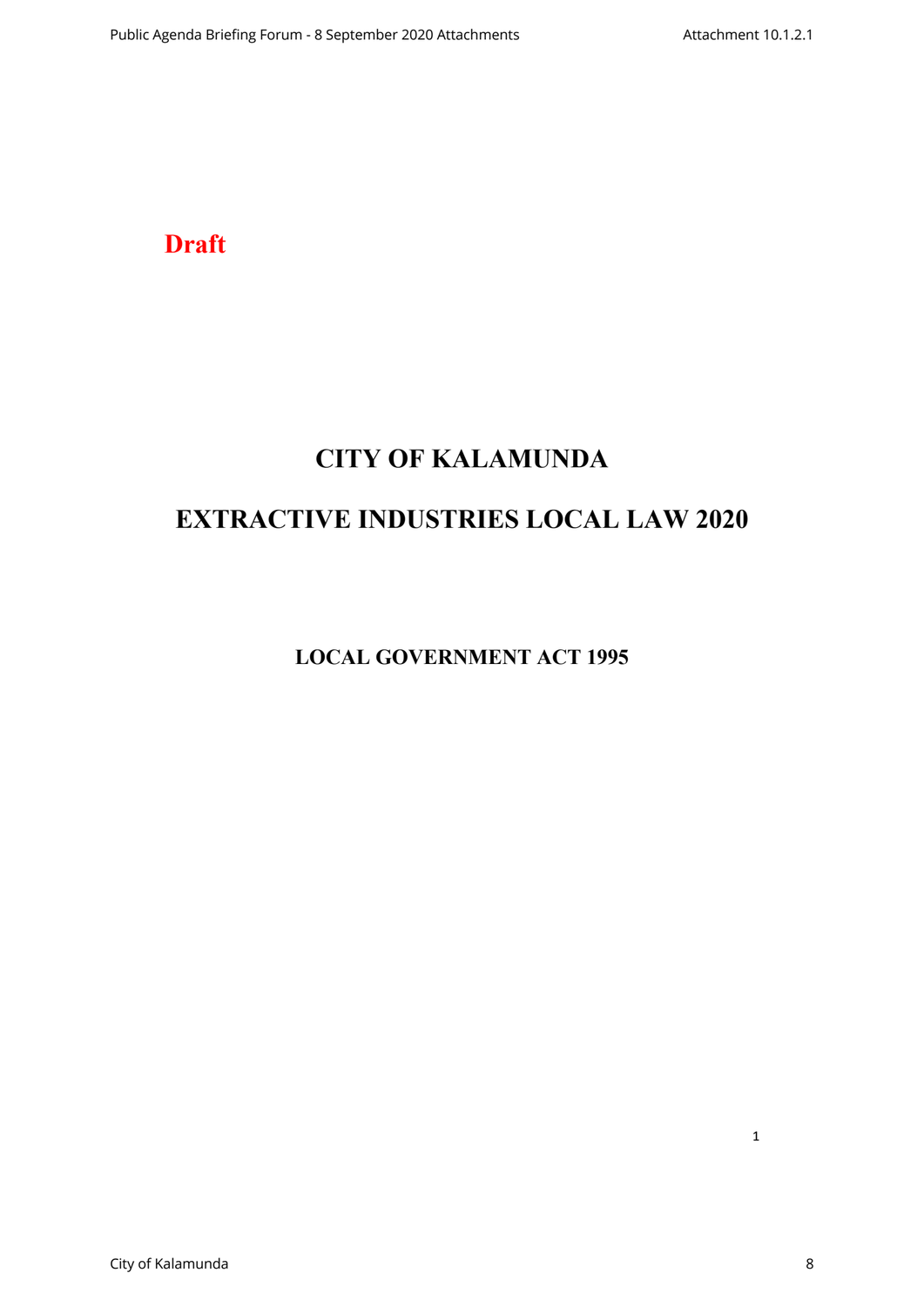**Draft**

# CITY OF KALAMUNDA

# EXTRACTIVE INDUSTRIES LOCAL LAW 2020

## LOCAL GOVERNMENT ACT 1995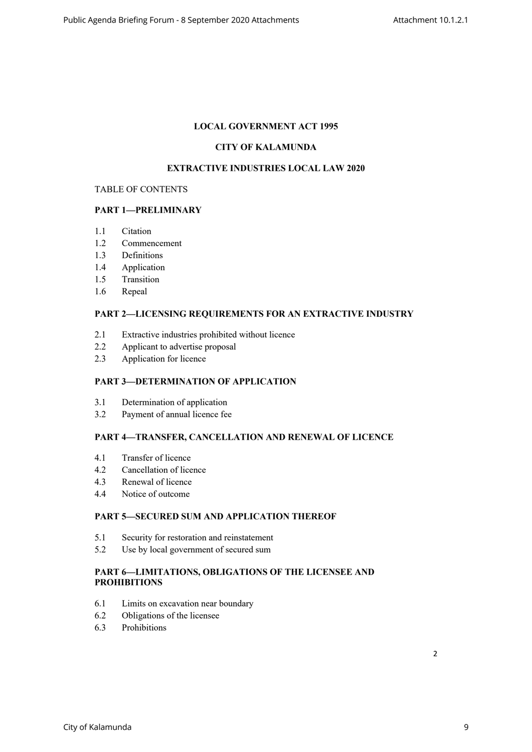**LOCAL GOVERNMENT ACT 1995**

**CITY OF KALAMUNDA**

**EXTRACTIVE INDUSTRIES LOCAL LAW 2020**

TABLE OF CONTENTS

**PART 1—PRELIMINARY**

1.1 Citation
1.2 Commencement
1.3 Definitions
1.4 Application
1.5 Transition
1.6 Repeal

**PART 2—LICENSING REQUIREMENTS FOR AN EXTRACTIVE INDUSTRY**

2.1 Extractive industries prohibited without licence
2.2 Applicant to advertise proposal
2.3 Application for licence

**PART 3—DETERMINATION OF APPLICATION**

3.1 Determination of application
3.2 Payment of annual licence fee

**PART 4—TRANSFER, CANCELLATION AND RENEWAL OF LICENCE**

4.1 Transfer of licence
4.2 Cancellation of licence
4.3 Renewal of licence
4.4 Notice of outcome

**PART 5—SECURED SUM AND APPLICATION THEREOF**

5.1 Security for restoration and reinstatement
5.2 Use by local government of secured sum

**PART 6—LIMITATIONS, OBLIGATIONS OF THE LICENSEE AND PROHIBITIONS**

6.1 Limits on excavation near boundary
6.2 Obligations of the licensee
6.3 Prohibitions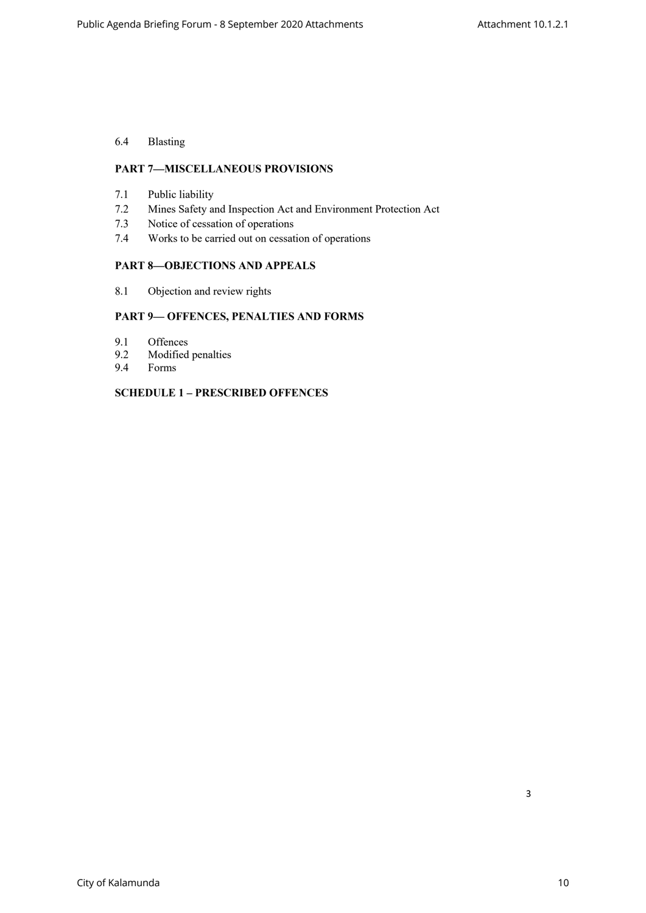6.4 Blasting

**PART 7—MISCELLANEOUS PROVISIONS**

7.1 Public liability
7.2 Mines Safety and Inspection Act and Environment Protection Act
7.3 Notice of cessation of operations
7.4 Works to be carried out on cessation of operations

**PART 8—OBJECTIONS AND APPEALS**

8.1 Objection and review rights

**PART 9— OFFENCES, PENALTIES AND FORMS**

9.1 Offences
9.2 Modified penalties
9.4 Forms

**SCHEDULE 1 – PRESCRIBED OFFENCES**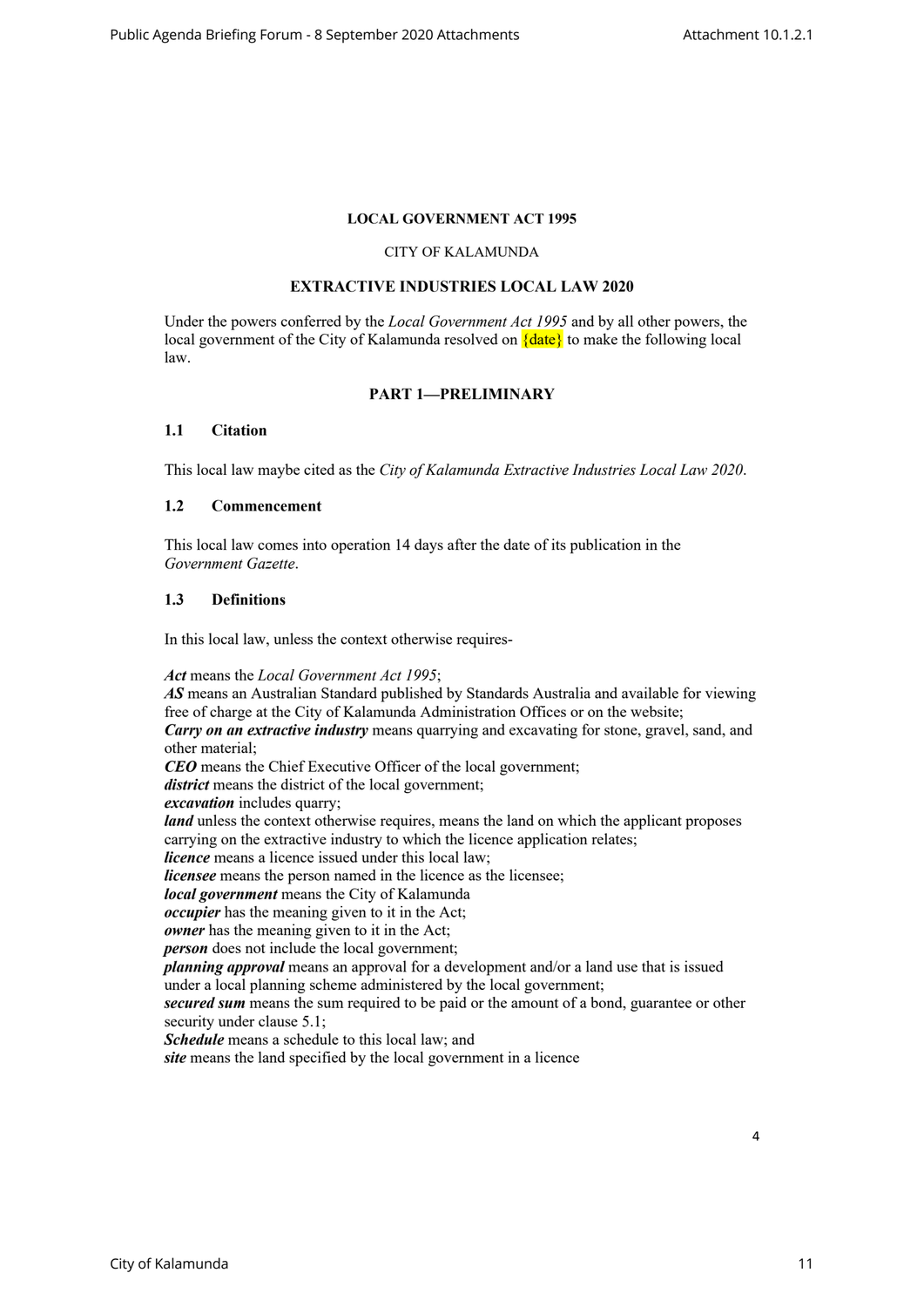**LOCAL GOVERNMENT ACT 1995**

CITY OF KALAMUNDA

**EXTRACTIVE INDUSTRIES LOCAL LAW 2020**

Under the powers conferred by the *Local Government Act 1995* and by all other powers, the local government of the City of Kalamunda resolved on {date} to make the following local law.

## PART 1—PRELIMINARY

### 1.1 Citation

This local law maybe cited as the *City of Kalamunda Extractive Industries Local Law 2020*.

### 1.2 Commencement

This local law comes into operation 14 days after the date of its publication in the *Government Gazette*.

### 1.3 Definitions

In this local law, unless the context otherwise requires-

***Act*** means the *Local Government Act 1995*;
***AS*** means an Australian Standard published by Standards Australia and available for viewing free of charge at the City of Kalamunda Administration Offices or on the website;
***Carry on an extractive industry*** means quarrying and excavating for stone, gravel, sand, and other material;
***CEO*** means the Chief Executive Officer of the local government;
***district*** means the district of the local government;
***excavation*** includes quarry;
***land*** unless the context otherwise requires, means the land on which the applicant proposes carrying on the extractive industry to which the licence application relates;
***licence*** means a licence issued under this local law;
***licensee*** means the person named in the licence as the licensee;
***local government*** means the City of Kalamunda
***occupier*** has the meaning given to it in the Act;
***owner*** has the meaning given to it in the Act;
***person*** does not include the local government;
***planning approval*** means an approval for a development and/or a land use that is issued under a local planning scheme administered by the local government;
***secured sum*** means the sum required to be paid or the amount of a bond, guarantee or other security under clause 5.1;
***Schedule*** means a schedule to this local law; and
***site*** means the land specified by the local government in a licence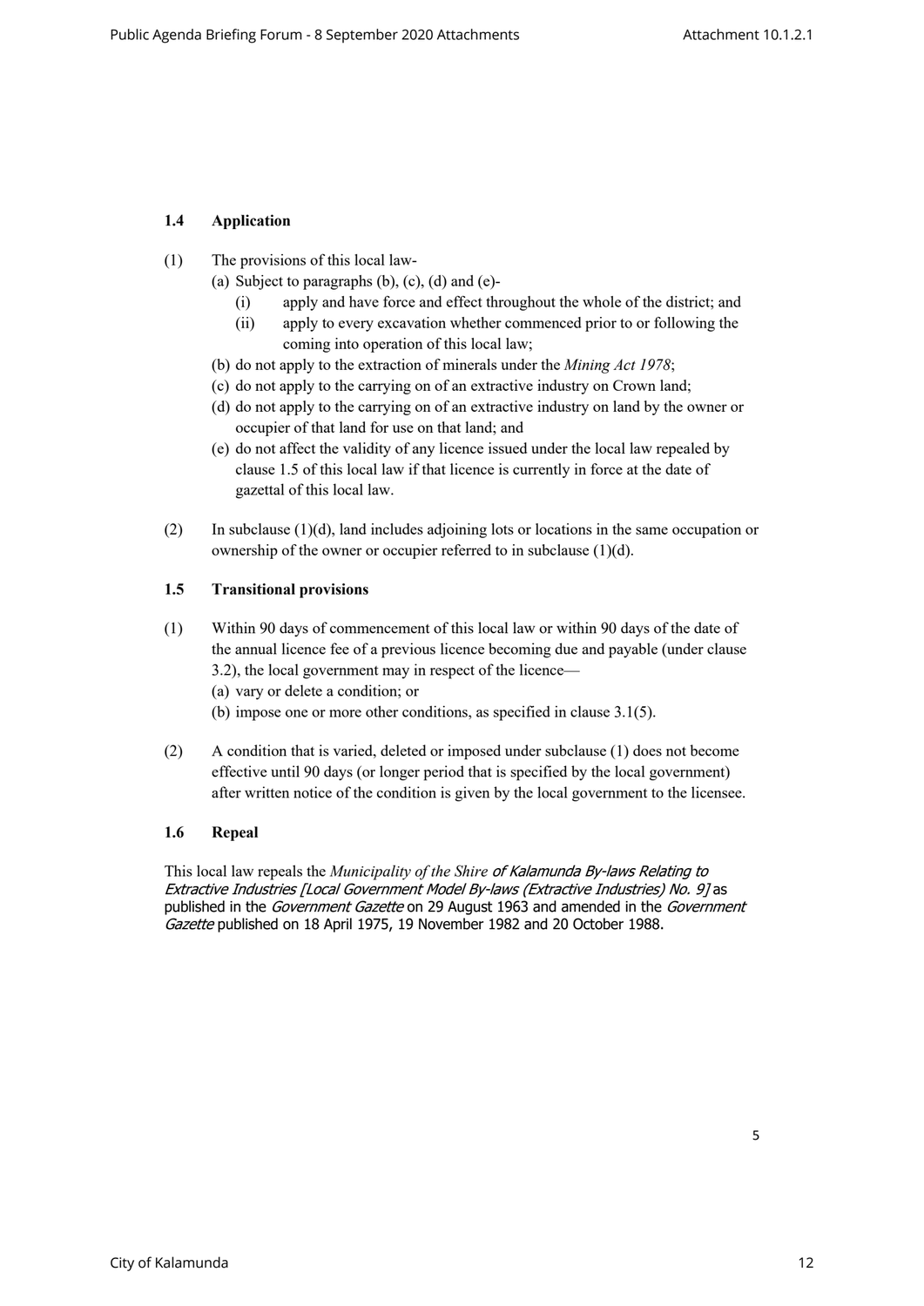### 1.4 Application

(1) The provisions of this local law-

(a) Subject to paragraphs (b), (c), (d) and (e)-

(i) apply and have force and effect throughout the whole of the district; and

(ii) apply to every excavation whether commenced prior to or following the coming into operation of this local law;

(b) do not apply to the extraction of minerals under the *Mining Act 1978*;

(c) do not apply to the carrying on of an extractive industry on Crown land;

(d) do not apply to the carrying on of an extractive industry on land by the owner or occupier of that land for use on that land; and

(e) do not affect the validity of any licence issued under the local law repealed by clause 1.5 of this local law if that licence is currently in force at the date of gazettal of this local law.

(2) In subclause (1)(d), land includes adjoining lots or locations in the same occupation or ownership of the owner or occupier referred to in subclause (1)(d).

### 1.5 Transitional provisions

(1) Within 90 days of commencement of this local law or within 90 days of the date of the annual licence fee of a previous licence becoming due and payable (under clause 3.2), the local government may in respect of the licence—

(a) vary or delete a condition; or

(b) impose one or more other conditions, as specified in clause 3.1(5).

(2) A condition that is varied, deleted or imposed under subclause (1) does not become effective until 90 days (or longer period that is specified by the local government) after written notice of the condition is given by the local government to the licensee.

### 1.6 Repeal

This local law repeals the *Municipality of the Shire of Kalamunda By-laws Relating to Extractive Industries [Local Government Model By-laws (Extractive Industries) No. 9]* as published in the *Government Gazette* on 29 August 1963 and amended in the *Government Gazette* published on 18 April 1975, 19 November 1982 and 20 October 1988.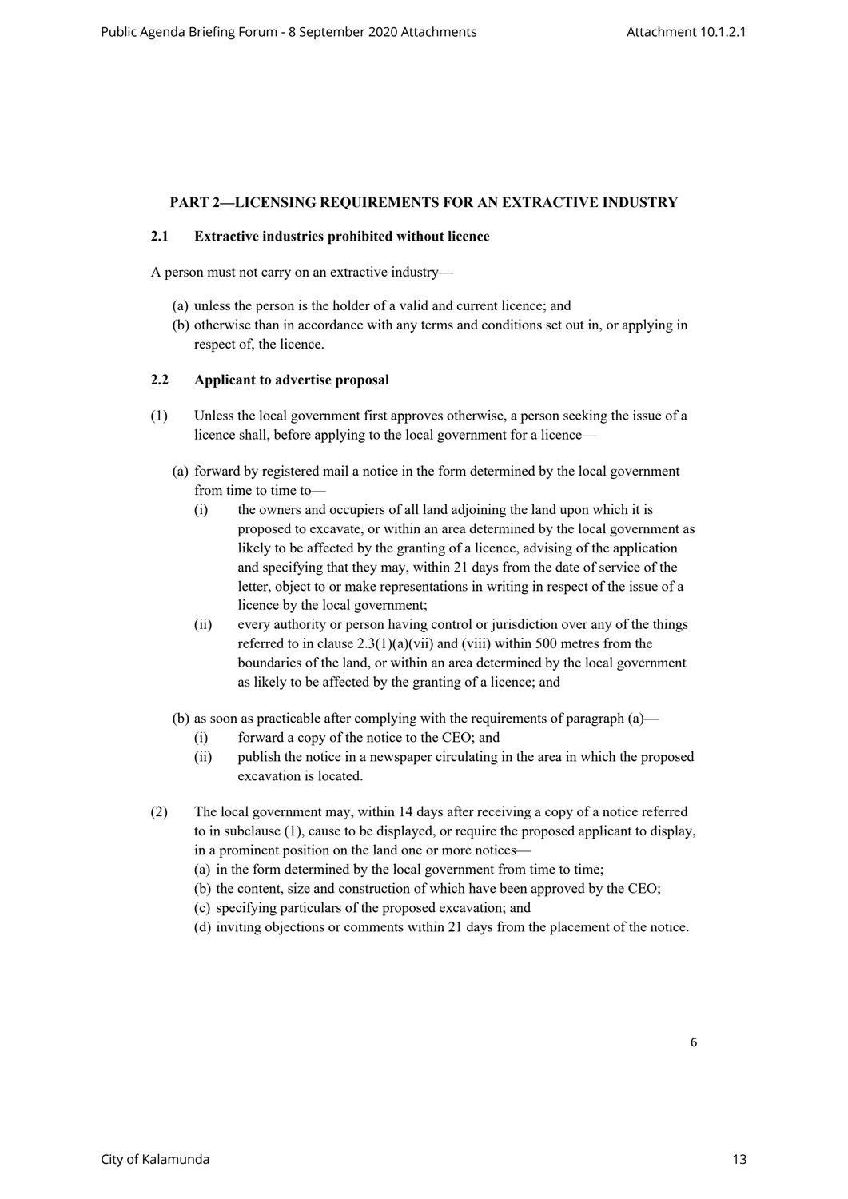## PART 2—LICENSING REQUIREMENTS FOR AN EXTRACTIVE INDUSTRY

### 2.1 Extractive industries prohibited without licence

A person must not carry on an extractive industry—

(a) unless the person is the holder of a valid and current licence; and
(b) otherwise than in accordance with any terms and conditions set out in, or applying in respect of, the licence.

### 2.2 Applicant to advertise proposal

(1) Unless the local government first approves otherwise, a person seeking the issue of a licence shall, before applying to the local government for a licence—

(a) forward by registered mail a notice in the form determined by the local government from time to time to—

(i) the owners and occupiers of all land adjoining the land upon which it is proposed to excavate, or within an area determined by the local government as likely to be affected by the granting of a licence, advising of the application and specifying that they may, within 21 days from the date of service of the letter, object to or make representations in writing in respect of the issue of a licence by the local government;

(ii) every authority or person having control or jurisdiction over any of the things referred to in clause 2.3(1)(a)(vii) and (viii) within 500 metres from the boundaries of the land, or within an area determined by the local government as likely to be affected by the granting of a licence; and

(b) as soon as practicable after complying with the requirements of paragraph (a)—

(i) forward a copy of the notice to the CEO; and

(ii) publish the notice in a newspaper circulating in the area in which the proposed excavation is located.

(2) The local government may, within 14 days after receiving a copy of a notice referred to in subclause (1), cause to be displayed, or require the proposed applicant to display, in a prominent position on the land one or more notices—

(a) in the form determined by the local government from time to time;
(b) the content, size and construction of which have been approved by the CEO;
(c) specifying particulars of the proposed excavation; and
(d) inviting objections or comments within 21 days from the placement of the notice.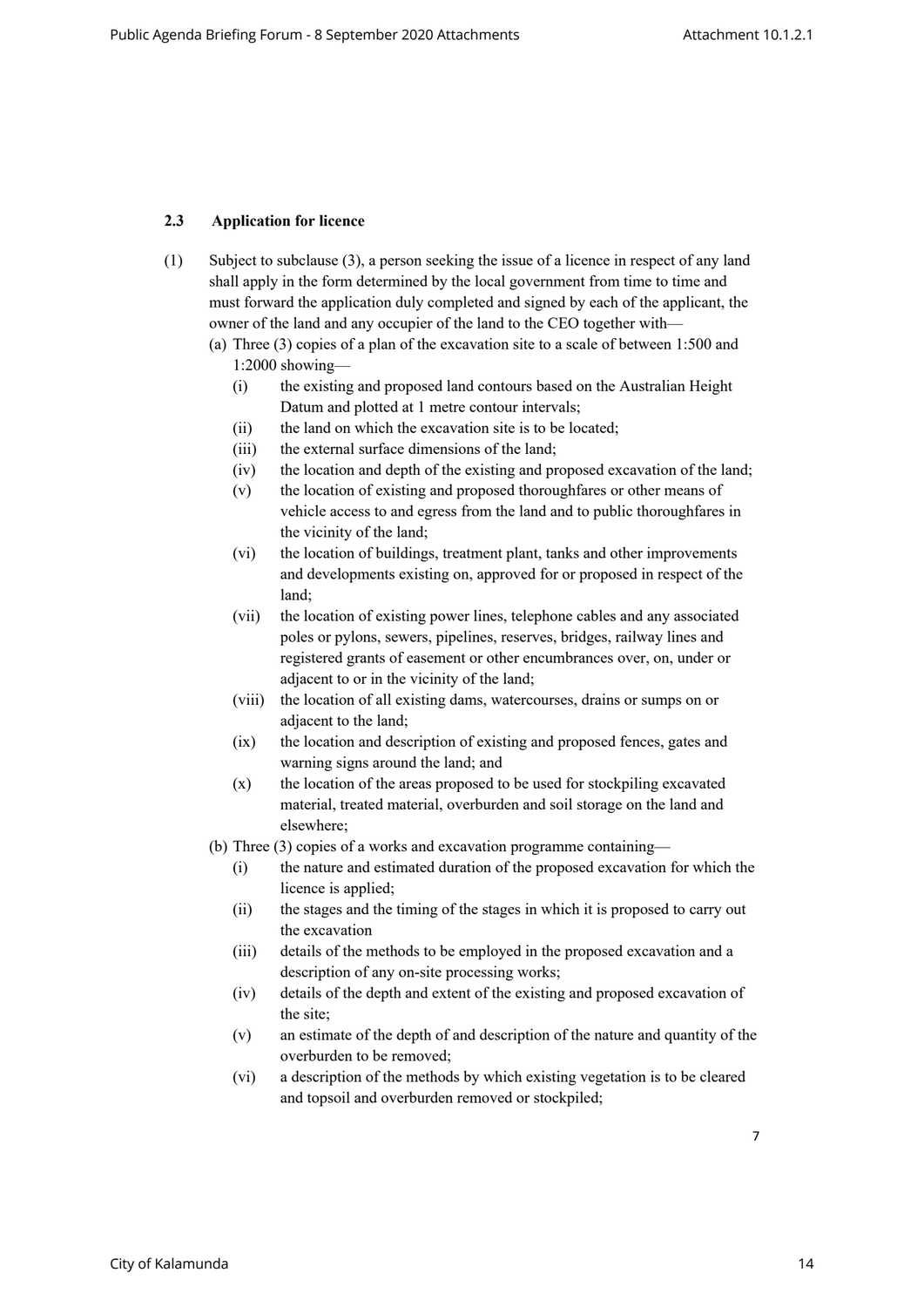### 2.3 Application for licence

(1) Subject to subclause (3), a person seeking the issue of a licence in respect of any land shall apply in the form determined by the local government from time to time and must forward the application duly completed and signed by each of the applicant, the owner of the land and any occupier of the land to the CEO together with—

(a) Three (3) copies of a plan of the excavation site to a scale of between 1:500 and 1:2000 showing—

   (i) the existing and proposed land contours based on the Australian Height Datum and plotted at 1 metre contour intervals;

   (ii) the land on which the excavation site is to be located;

   (iii) the external surface dimensions of the land;

   (iv) the location and depth of the existing and proposed excavation of the land;

   (v) the location of existing and proposed thoroughfares or other means of vehicle access to and egress from the land and to public thoroughfares in the vicinity of the land;

   (vi) the location of buildings, treatment plant, tanks and other improvements and developments existing on, approved for or proposed in respect of the land;

   (vii) the location of existing power lines, telephone cables and any associated poles or pylons, sewers, pipelines, reserves, bridges, railway lines and registered grants of easement or other encumbrances over, on, under or adjacent to or in the vicinity of the land;

   (viii) the location of all existing dams, watercourses, drains or sumps on or adjacent to the land;

   (ix) the location and description of existing and proposed fences, gates and warning signs around the land; and

   (x) the location of the areas proposed to be used for stockpiling excavated material, treated material, overburden and soil storage on the land and elsewhere;

(b) Three (3) copies of a works and excavation programme containing—

   (i) the nature and estimated duration of the proposed excavation for which the licence is applied;

   (ii) the stages and the timing of the stages in which it is proposed to carry out the excavation

   (iii) details of the methods to be employed in the proposed excavation and a description of any on-site processing works;

   (iv) details of the depth and extent of the existing and proposed excavation of the site;

   (v) an estimate of the depth of and description of the nature and quantity of the overburden to be removed;

   (vi) a description of the methods by which existing vegetation is to be cleared and topsoil and overburden removed or stockpiled;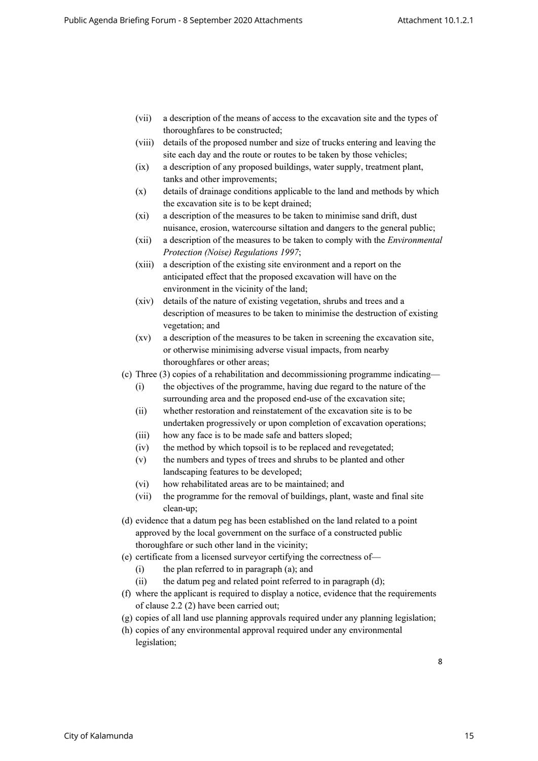- (vii) a description of the means of access to the excavation site and the types of thoroughfares to be constructed;
- (viii) details of the proposed number and size of trucks entering and leaving the site each day and the route or routes to be taken by those vehicles;
- (ix) a description of any proposed buildings, water supply, treatment plant, tanks and other improvements;
- (x) details of drainage conditions applicable to the land and methods by which the excavation site is to be kept drained;
- (xi) a description of the measures to be taken to minimise sand drift, dust nuisance, erosion, watercourse siltation and dangers to the general public;
- (xii) a description of the measures to be taken to comply with the *Environmental Protection (Noise) Regulations 1997*;
- (xiii) a description of the existing site environment and a report on the anticipated effect that the proposed excavation will have on the environment in the vicinity of the land;
- (xiv) details of the nature of existing vegetation, shrubs and trees and a description of measures to be taken to minimise the destruction of existing vegetation; and
- (xv) a description of the measures to be taken in screening the excavation site, or otherwise minimising adverse visual impacts, from nearby thoroughfares or other areas;

(c) Three (3) copies of a rehabilitation and decommissioning programme indicating—

- (i) the objectives of the programme, having due regard to the nature of the surrounding area and the proposed end-use of the excavation site;
- (ii) whether restoration and reinstatement of the excavation site is to be undertaken progressively or upon completion of excavation operations;
- (iii) how any face is to be made safe and batters sloped;
- (iv) the method by which topsoil is to be replaced and revegetated;
- (v) the numbers and types of trees and shrubs to be planted and other landscaping features to be developed;
- (vi) how rehabilitated areas are to be maintained; and
- (vii) the programme for the removal of buildings, plant, waste and final site clean-up;

(d) evidence that a datum peg has been established on the land related to a point approved by the local government on the surface of a constructed public thoroughfare or such other land in the vicinity;

(e) certificate from a licensed surveyor certifying the correctness of—

- (i) the plan referred to in paragraph (a); and
- (ii) the datum peg and related point referred to in paragraph (d);

(f) where the applicant is required to display a notice, evidence that the requirements of clause 2.2 (2) have been carried out;

(g) copies of all land use planning approvals required under any planning legislation;

(h) copies of any environmental approval required under any environmental legislation;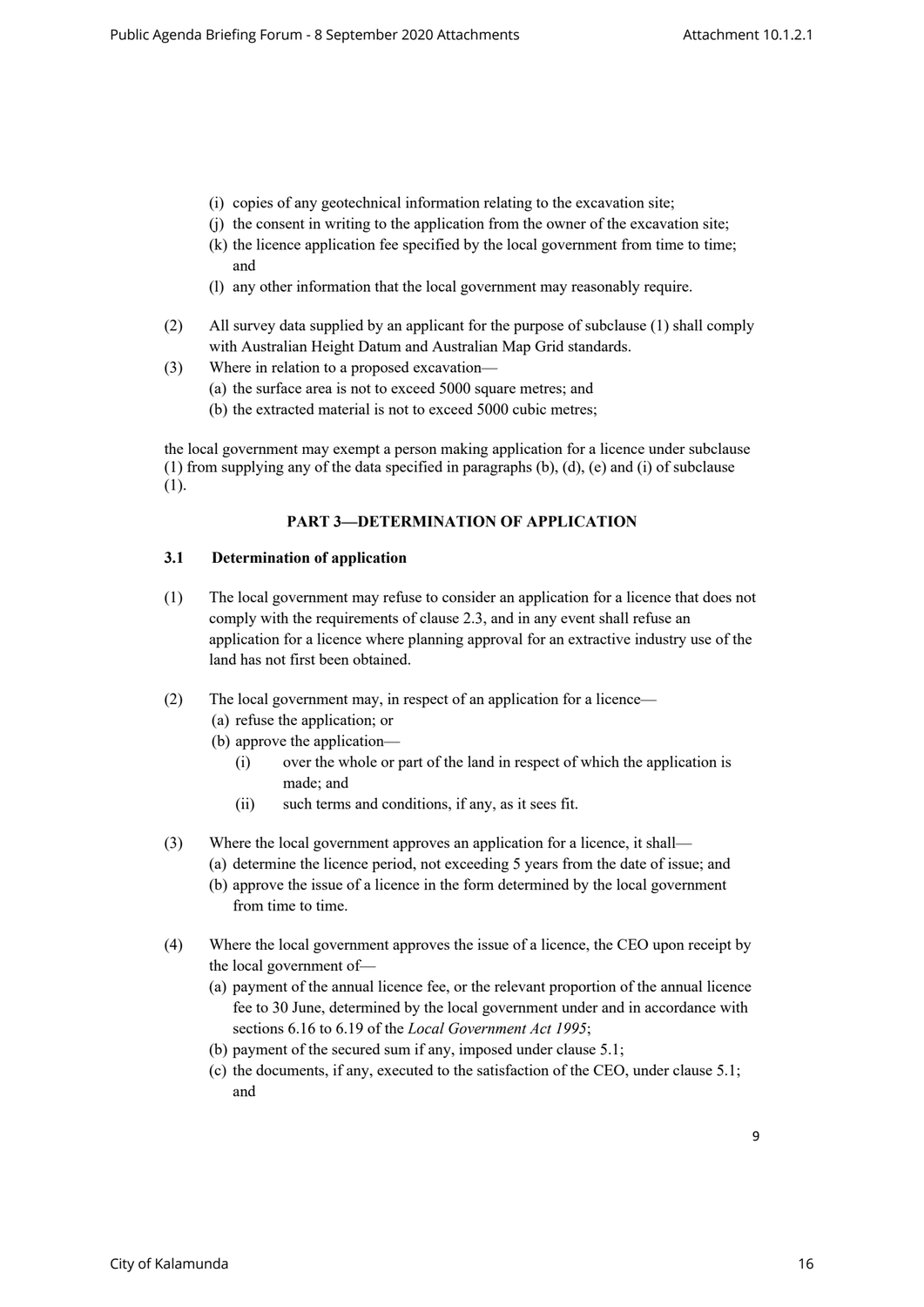(i) copies of any geotechnical information relating to the excavation site;
(j) the consent in writing to the application from the owner of the excavation site;
(k) the licence application fee specified by the local government from time to time; and
(l) any other information that the local government may reasonably require.

(2) All survey data supplied by an applicant for the purpose of subclause (1) shall comply with Australian Height Datum and Australian Map Grid standards.

(3) Where in relation to a proposed excavation—
(a) the surface area is not to exceed 5000 square metres; and
(b) the extracted material is not to exceed 5000 cubic metres;

the local government may exempt a person making application for a licence under subclause (1) from supplying any of the data specified in paragraphs (b), (d), (e) and (i) of subclause (1).

## PART 3—DETERMINATION OF APPLICATION

### 3.1 Determination of application

(1) The local government may refuse to consider an application for a licence that does not comply with the requirements of clause 2.3, and in any event shall refuse an application for a licence where planning approval for an extractive industry use of the land has not first been obtained.

(2) The local government may, in respect of an application for a licence—
(a) refuse the application; or
(b) approve the application—
 (i) over the whole or part of the land in respect of which the application is made; and
 (ii) such terms and conditions, if any, as it sees fit.

(3) Where the local government approves an application for a licence, it shall—
(a) determine the licence period, not exceeding 5 years from the date of issue; and
(b) approve the issue of a licence in the form determined by the local government from time to time.

(4) Where the local government approves the issue of a licence, the CEO upon receipt by the local government of—
(a) payment of the annual licence fee, or the relevant proportion of the annual licence fee to 30 June, determined by the local government under and in accordance with sections 6.16 to 6.19 of the *Local Government Act 1995*;
(b) payment of the secured sum if any, imposed under clause 5.1;
(c) the documents, if any, executed to the satisfaction of the CEO, under clause 5.1; and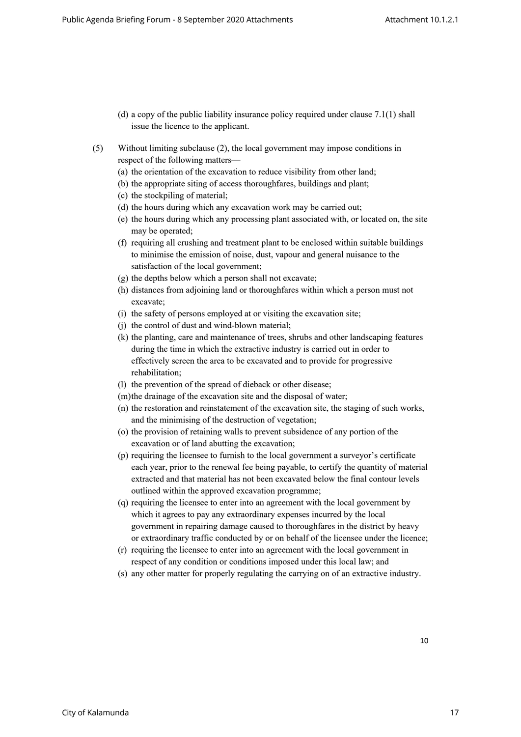(d) a copy of the public liability insurance policy required under clause 7.1(1) shall issue the licence to the applicant.

(5) Without limiting subclause (2), the local government may impose conditions in respect of the following matters—

(a) the orientation of the excavation to reduce visibility from other land;
(b) the appropriate siting of access thoroughfares, buildings and plant;
(c) the stockpiling of material;
(d) the hours during which any excavation work may be carried out;
(e) the hours during which any processing plant associated with, or located on, the site may be operated;
(f) requiring all crushing and treatment plant to be enclosed within suitable buildings to minimise the emission of noise, dust, vapour and general nuisance to the satisfaction of the local government;
(g) the depths below which a person shall not excavate;
(h) distances from adjoining land or thoroughfares within which a person must not excavate;
(i) the safety of persons employed at or visiting the excavation site;
(j) the control of dust and wind-blown material;
(k) the planting, care and maintenance of trees, shrubs and other landscaping features during the time in which the extractive industry is carried out in order to effectively screen the area to be excavated and to provide for progressive rehabilitation;
(l) the prevention of the spread of dieback or other disease;
(m) the drainage of the excavation site and the disposal of water;
(n) the restoration and reinstatement of the excavation site, the staging of such works, and the minimising of the destruction of vegetation;
(o) the provision of retaining walls to prevent subsidence of any portion of the excavation or of land abutting the excavation;
(p) requiring the licensee to furnish to the local government a surveyor's certificate each year, prior to the renewal fee being payable, to certify the quantity of material extracted and that material has not been excavated below the final contour levels outlined within the approved excavation programme;
(q) requiring the licensee to enter into an agreement with the local government by which it agrees to pay any extraordinary expenses incurred by the local government in repairing damage caused to thoroughfares in the district by heavy or extraordinary traffic conducted by or on behalf of the licensee under the licence;
(r) requiring the licensee to enter into an agreement with the local government in respect of any condition or conditions imposed under this local law; and
(s) any other matter for properly regulating the carrying on of an extractive industry.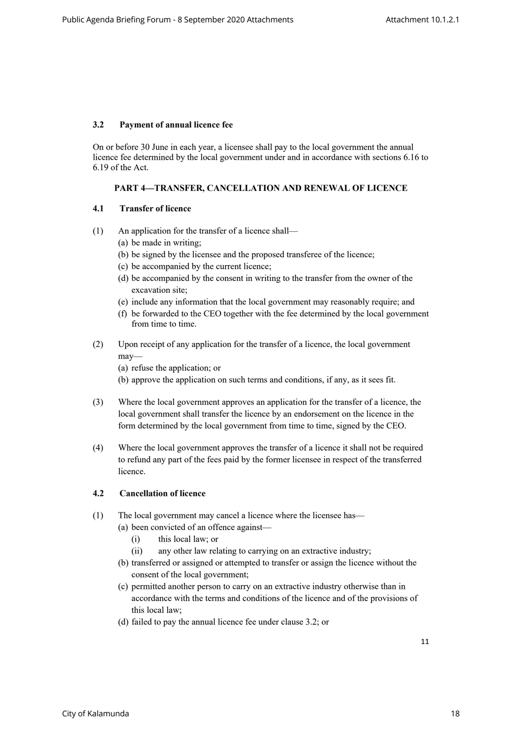### 3.2 Payment of annual licence fee

On or before 30 June in each year, a licensee shall pay to the local government the annual licence fee determined by the local government under and in accordance with sections 6.16 to 6.19 of the Act.

## PART 4—TRANSFER, CANCELLATION AND RENEWAL OF LICENCE

### 4.1 Transfer of licence

(1) An application for the transfer of a licence shall—
  - (a) be made in writing;
  - (b) be signed by the licensee and the proposed transferee of the licence;
  - (c) be accompanied by the current licence;
  - (d) be accompanied by the consent in writing to the transfer from the owner of the excavation site;
  - (e) include any information that the local government may reasonably require; and
  - (f) be forwarded to the CEO together with the fee determined by the local government from time to time.

(2) Upon receipt of any application for the transfer of a licence, the local government may—
  - (a) refuse the application; or
  - (b) approve the application on such terms and conditions, if any, as it sees fit.

(3) Where the local government approves an application for the transfer of a licence, the local government shall transfer the licence by an endorsement on the licence in the form determined by the local government from time to time, signed by the CEO.

(4) Where the local government approves the transfer of a licence it shall not be required to refund any part of the fees paid by the former licensee in respect of the transferred licence.

### 4.2 Cancellation of licence

(1) The local government may cancel a licence where the licensee has—
  - (a) been convicted of an offence against—
    - (i) this local law; or
    - (ii) any other law relating to carrying on an extractive industry;
  - (b) transferred or assigned or attempted to transfer or assign the licence without the consent of the local government;
  - (c) permitted another person to carry on an extractive industry otherwise than in accordance with the terms and conditions of the licence and of the provisions of this local law;
  - (d) failed to pay the annual licence fee under clause 3.2; or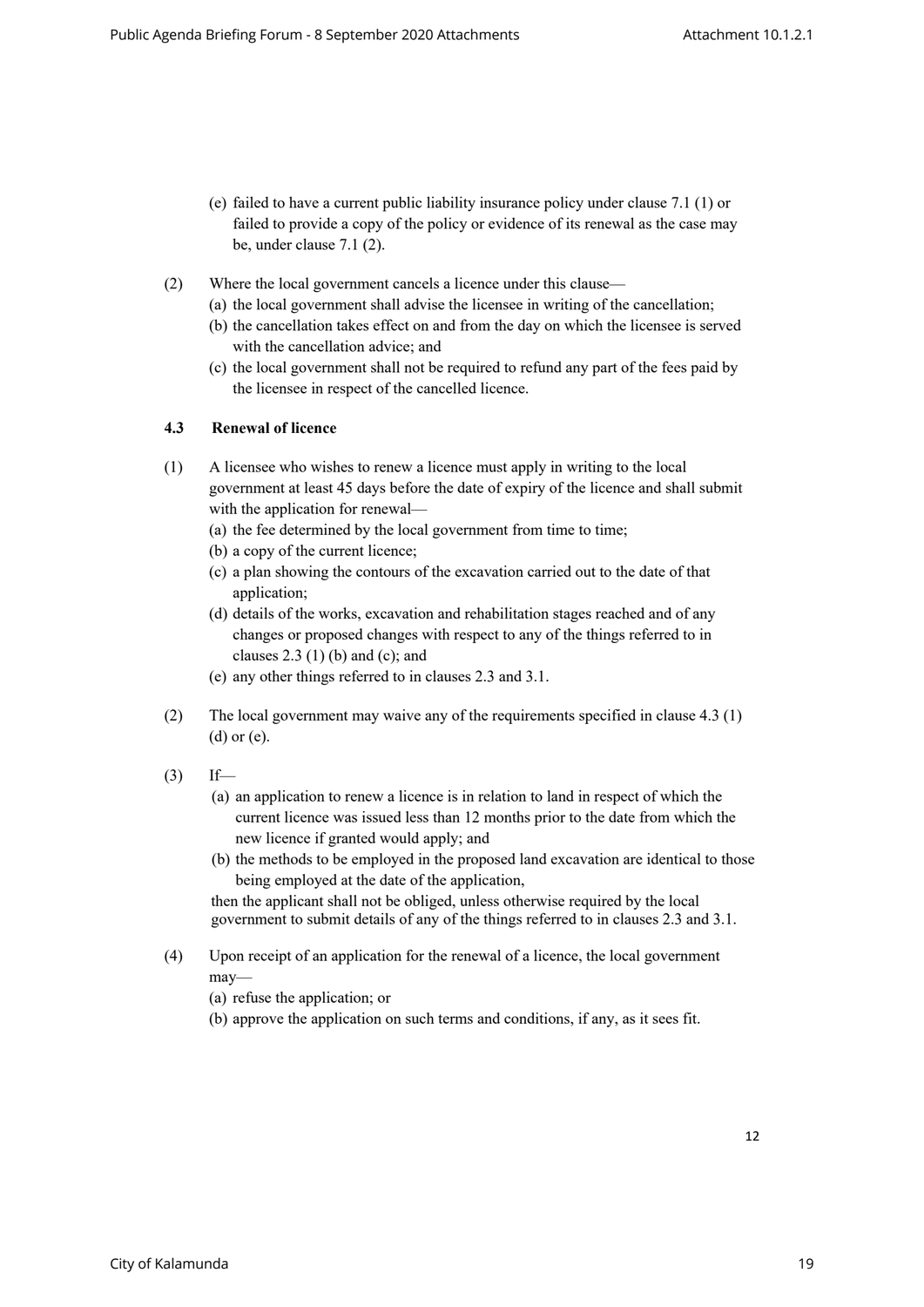(e) failed to have a current public liability insurance policy under clause 7.1 (1) or failed to provide a copy of the policy or evidence of its renewal as the case may be, under clause 7.1 (2).

(2) Where the local government cancels a licence under this clause—

(a) the local government shall advise the licensee in writing of the cancellation;

(b) the cancellation takes effect on and from the day on which the licensee is served with the cancellation advice; and

(c) the local government shall not be required to refund any part of the fees paid by the licensee in respect of the cancelled licence.

**4.3 Renewal of licence**

(1) A licensee who wishes to renew a licence must apply in writing to the local government at least 45 days before the date of expiry of the licence and shall submit with the application for renewal—

(a) the fee determined by the local government from time to time;

(b) a copy of the current licence;

(c) a plan showing the contours of the excavation carried out to the date of that application;

(d) details of the works, excavation and rehabilitation stages reached and of any changes or proposed changes with respect to any of the things referred to in clauses 2.3 (1) (b) and (c); and

(e) any other things referred to in clauses 2.3 and 3.1.

(2) The local government may waive any of the requirements specified in clause 4.3 (1) (d) or (e).

(3) If—

(a) an application to renew a licence is in relation to land in respect of which the current licence was issued less than 12 months prior to the date from which the new licence if granted would apply; and

(b) the methods to be employed in the proposed land excavation are identical to those being employed at the date of the application,

then the applicant shall not be obliged, unless otherwise required by the local government to submit details of any of the things referred to in clauses 2.3 and 3.1.

(4) Upon receipt of an application for the renewal of a licence, the local government may—

(a) refuse the application; or

(b) approve the application on such terms and conditions, if any, as it sees fit.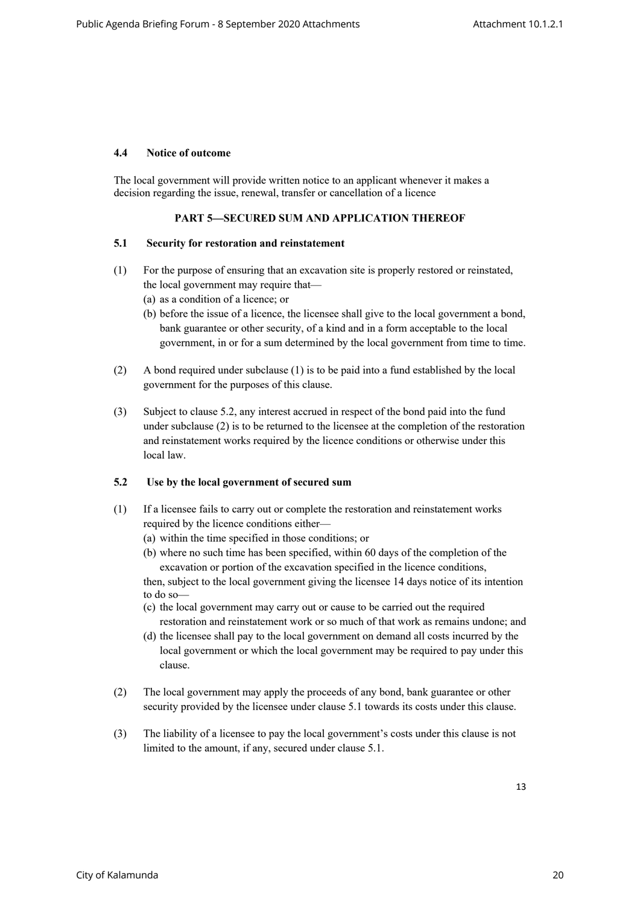### 4.4 Notice of outcome

The local government will provide written notice to an applicant whenever it makes a decision regarding the issue, renewal, transfer or cancellation of a licence

## PART 5—SECURED SUM AND APPLICATION THEREOF

### 5.1 Security for restoration and reinstatement

(1) For the purpose of ensuring that an excavation site is properly restored or reinstated, the local government may require that—
   (a) as a condition of a licence; or
   (b) before the issue of a licence, the licensee shall give to the local government a bond, bank guarantee or other security, of a kind and in a form acceptable to the local government, in or for a sum determined by the local government from time to time.

(2) A bond required under subclause (1) is to be paid into a fund established by the local government for the purposes of this clause.

(3) Subject to clause 5.2, any interest accrued in respect of the bond paid into the fund under subclause (2) is to be returned to the licensee at the completion of the restoration and reinstatement works required by the licence conditions or otherwise under this local law.

### 5.2 Use by the local government of secured sum

(1) If a licensee fails to carry out or complete the restoration and reinstatement works required by the licence conditions either—
   (a) within the time specified in those conditions; or
   (b) where no such time has been specified, within 60 days of the completion of the excavation or portion of the excavation specified in the licence conditions,

   then, subject to the local government giving the licensee 14 days notice of its intention to do so—
   (c) the local government may carry out or cause to be carried out the required restoration and reinstatement work or so much of that work as remains undone; and
   (d) the licensee shall pay to the local government on demand all costs incurred by the local government or which the local government may be required to pay under this clause.

(2) The local government may apply the proceeds of any bond, bank guarantee or other security provided by the licensee under clause 5.1 towards its costs under this clause.

(3) The liability of a licensee to pay the local government's costs under this clause is not limited to the amount, if any, secured under clause 5.1.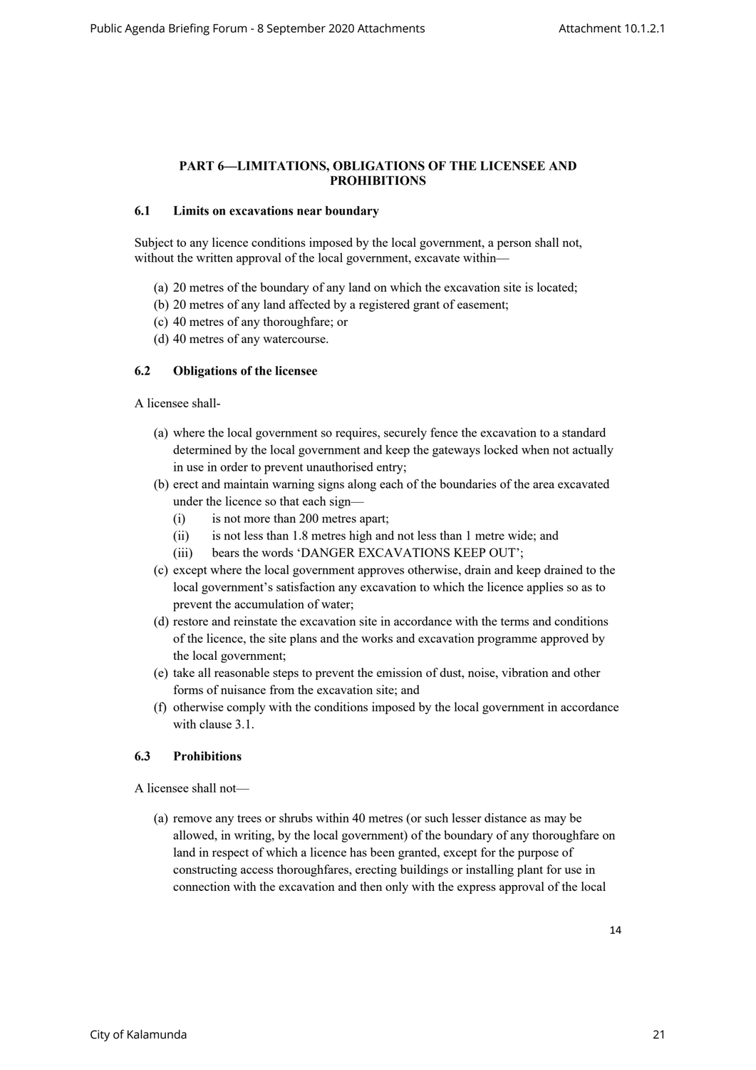## PART 6—LIMITATIONS, OBLIGATIONS OF THE LICENSEE AND PROHIBITIONS

### 6.1 Limits on excavations near boundary

Subject to any licence conditions imposed by the local government, a person shall not, without the written approval of the local government, excavate within—

(a) 20 metres of the boundary of any land on which the excavation site is located;
(b) 20 metres of any land affected by a registered grant of easement;
(c) 40 metres of any thoroughfare; or
(d) 40 metres of any watercourse.

### 6.2 Obligations of the licensee

A licensee shall-

(a) where the local government so requires, securely fence the excavation to a standard determined by the local government and keep the gateways locked when not actually in use in order to prevent unauthorised entry;
(b) erect and maintain warning signs along each of the boundaries of the area excavated under the licence so that each sign—
    (i) is not more than 200 metres apart;
    (ii) is not less than 1.8 metres high and not less than 1 metre wide; and
    (iii) bears the words 'DANGER EXCAVATIONS KEEP OUT';
(c) except where the local government approves otherwise, drain and keep drained to the local government's satisfaction any excavation to which the licence applies so as to prevent the accumulation of water;
(d) restore and reinstate the excavation site in accordance with the terms and conditions of the licence, the site plans and the works and excavation programme approved by the local government;
(e) take all reasonable steps to prevent the emission of dust, noise, vibration and other forms of nuisance from the excavation site; and
(f) otherwise comply with the conditions imposed by the local government in accordance with clause 3.1.

### 6.3 Prohibitions

A licensee shall not—

(a) remove any trees or shrubs within 40 metres (or such lesser distance as may be allowed, in writing, by the local government) of the boundary of any thoroughfare on land in respect of which a licence has been granted, except for the purpose of constructing access thoroughfares, erecting buildings or installing plant for use in connection with the excavation and then only with the express approval of the local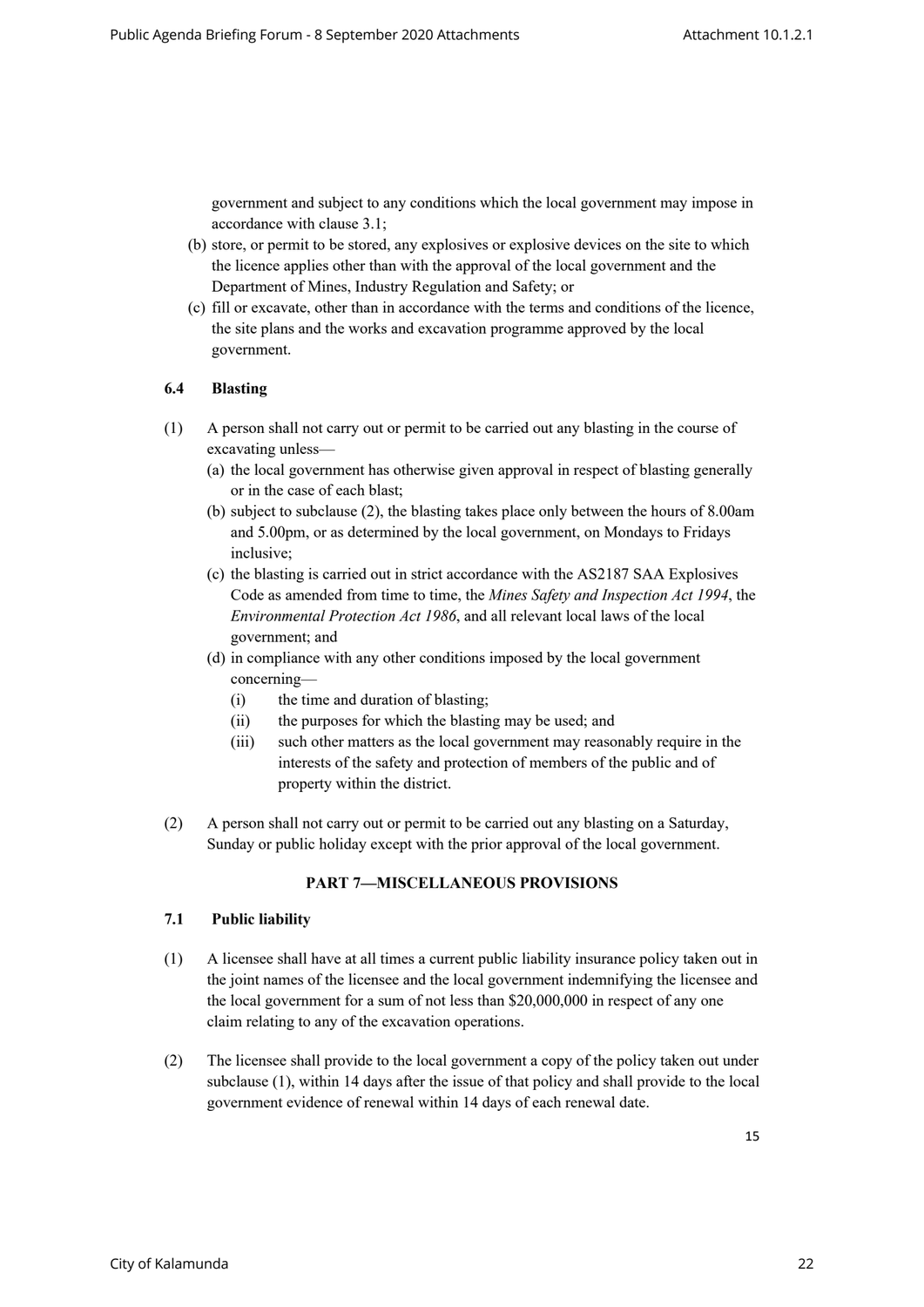government and subject to any conditions which the local government may impose in accordance with clause 3.1;

(b) store, or permit to be stored, any explosives or explosive devices on the site to which the licence applies other than with the approval of the local government and the Department of Mines, Industry Regulation and Safety; or

(c) fill or excavate, other than in accordance with the terms and conditions of the licence, the site plans and the works and excavation programme approved by the local government.

### 6.4 Blasting

(1) A person shall not carry out or permit to be carried out any blasting in the course of excavating unless—

(a) the local government has otherwise given approval in respect of blasting generally or in the case of each blast;

(b) subject to subclause (2), the blasting takes place only between the hours of 8.00am and 5.00pm, or as determined by the local government, on Mondays to Fridays inclusive;

(c) the blasting is carried out in strict accordance with the AS2187 SAA Explosives Code as amended from time to time, the *Mines Safety and Inspection Act 1994*, the *Environmental Protection Act 1986*, and all relevant local laws of the local government; and

(d) in compliance with any other conditions imposed by the local government concerning—

  (i) the time and duration of blasting;

  (ii) the purposes for which the blasting may be used; and

  (iii) such other matters as the local government may reasonably require in the interests of the safety and protection of members of the public and of property within the district.

(2) A person shall not carry out or permit to be carried out any blasting on a Saturday, Sunday or public holiday except with the prior approval of the local government.

## PART 7—MISCELLANEOUS PROVISIONS

### 7.1 Public liability

(1) A licensee shall have at all times a current public liability insurance policy taken out in the joint names of the licensee and the local government indemnifying the licensee and the local government for a sum of not less than $20,000,000 in respect of any one claim relating to any of the excavation operations.

(2) The licensee shall provide to the local government a copy of the policy taken out under subclause (1), within 14 days after the issue of that policy and shall provide to the local government evidence of renewal within 14 days of each renewal date.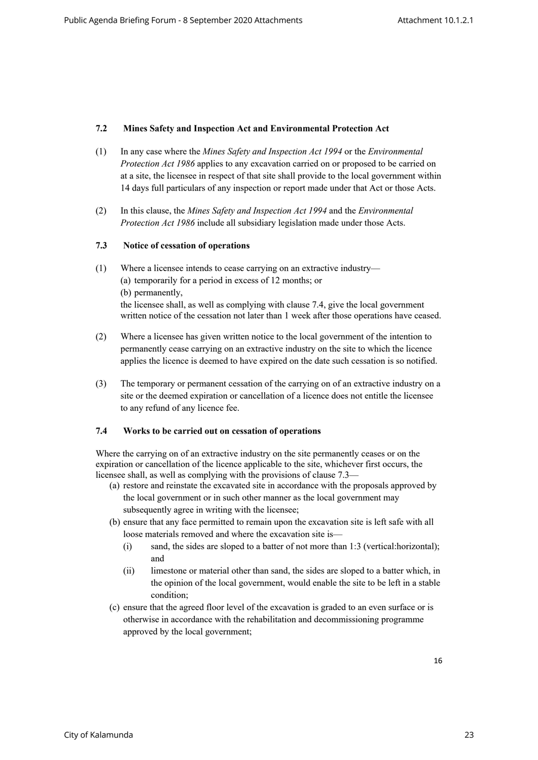### 7.2 Mines Safety and Inspection Act and Environmental Protection Act

(1) In any case where the *Mines Safety and Inspection Act 1994* or the *Environmental Protection Act 1986* applies to any excavation carried on or proposed to be carried on at a site, the licensee in respect of that site shall provide to the local government within 14 days full particulars of any inspection or report made under that Act or those Acts.

(2) In this clause, the *Mines Safety and Inspection Act 1994* and the *Environmental Protection Act 1986* include all subsidiary legislation made under those Acts.

### 7.3 Notice of cessation of operations

(1) Where a licensee intends to cease carrying on an extractive industry—
(a) temporarily for a period in excess of 12 months; or
(b) permanently,
the licensee shall, as well as complying with clause 7.4, give the local government written notice of the cessation not later than 1 week after those operations have ceased.

(2) Where a licensee has given written notice to the local government of the intention to permanently cease carrying on an extractive industry on the site to which the licence applies the licence is deemed to have expired on the date such cessation is so notified.

(3) The temporary or permanent cessation of the carrying on of an extractive industry on a site or the deemed expiration or cancellation of a licence does not entitle the licensee to any refund of any licence fee.

### 7.4 Works to be carried out on cessation of operations

Where the carrying on of an extractive industry on the site permanently ceases or on the expiration or cancellation of the licence applicable to the site, whichever first occurs, the licensee shall, as well as complying with the provisions of clause 7.3—

(a) restore and reinstate the excavated site in accordance with the proposals approved by the local government or in such other manner as the local government may subsequently agree in writing with the licensee;
(b) ensure that any face permitted to remain upon the excavation site is left safe with all loose materials removed and where the excavation site is—
  (i) sand, the sides are sloped to a batter of not more than 1:3 (vertical:horizontal); and
  (ii) limestone or material other than sand, the sides are sloped to a batter which, in the opinion of the local government, would enable the site to be left in a stable condition;
(c) ensure that the agreed floor level of the excavation is graded to an even surface or is otherwise in accordance with the rehabilitation and decommissioning programme approved by the local government;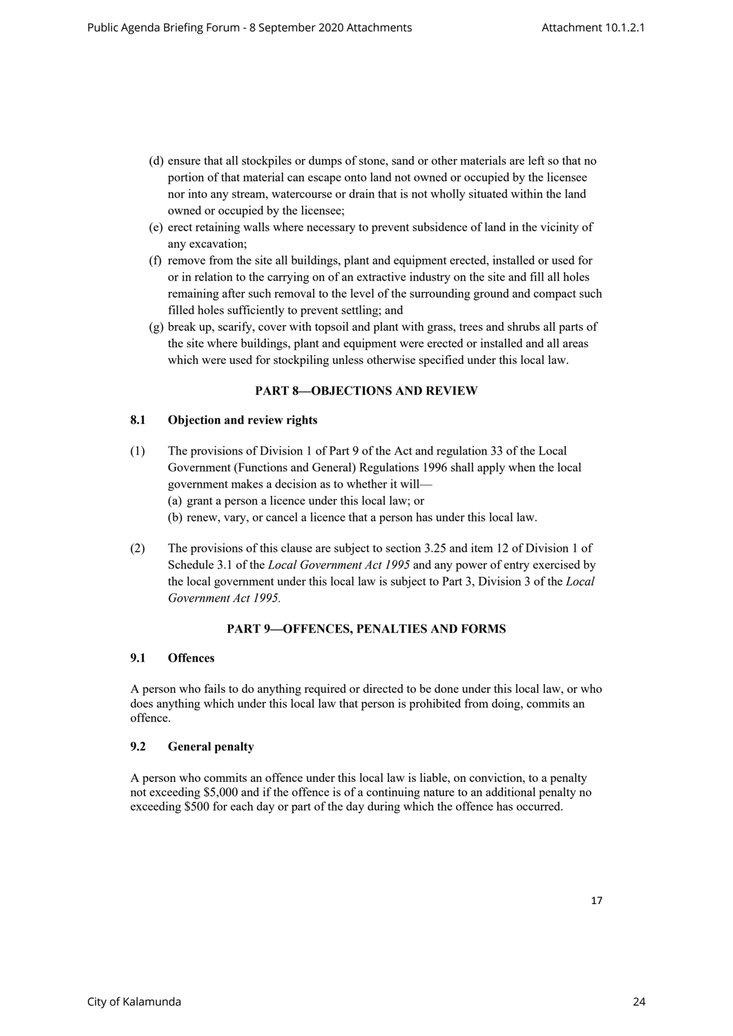(d) ensure that all stockpiles or dumps of stone, sand or other materials are left so that no portion of that material can escape onto land not owned or occupied by the licensee nor into any stream, watercourse or drain that is not wholly situated within the land owned or occupied by the licensee;

(e) erect retaining walls where necessary to prevent subsidence of land in the vicinity of any excavation;

(f) remove from the site all buildings, plant and equipment erected, installed or used for or in relation to the carrying on of an extractive industry on the site and fill all holes remaining after such removal to the level of the surrounding ground and compact such filled holes sufficiently to prevent settling; and

(g) break up, scarify, cover with topsoil and plant with grass, trees and shrubs all parts of the site where buildings, plant and equipment were erected or installed and all areas which were used for stockpiling unless otherwise specified under this local law.

## PART 8—OBJECTIONS AND REVIEW

### 8.1 Objection and review rights

(1) The provisions of Division 1 of Part 9 of the Act and regulation 33 of the Local Government (Functions and General) Regulations 1996 shall apply when the local government makes a decision as to whether it will—

(a) grant a person a licence under this local law; or

(b) renew, vary, or cancel a licence that a person has under this local law.

(2) The provisions of this clause are subject to section 3.25 and item 12 of Division 1 of Schedule 3.1 of the *Local Government Act 1995* and any power of entry exercised by the local government under this local law is subject to Part 3, Division 3 of the *Local Government Act 1995.*

## PART 9—OFFENCES, PENALTIES AND FORMS

### 9.1 Offences

A person who fails to do anything required or directed to be done under this local law, or who does anything which under this local law that person is prohibited from doing, commits an offence.

### 9.2 General penalty

A person who commits an offence under this local law is liable, on conviction, to a penalty not exceeding $5,000 and if the offence is of a continuing nature to an additional penalty no exceeding $500 for each day or part of the day during which the offence has occurred.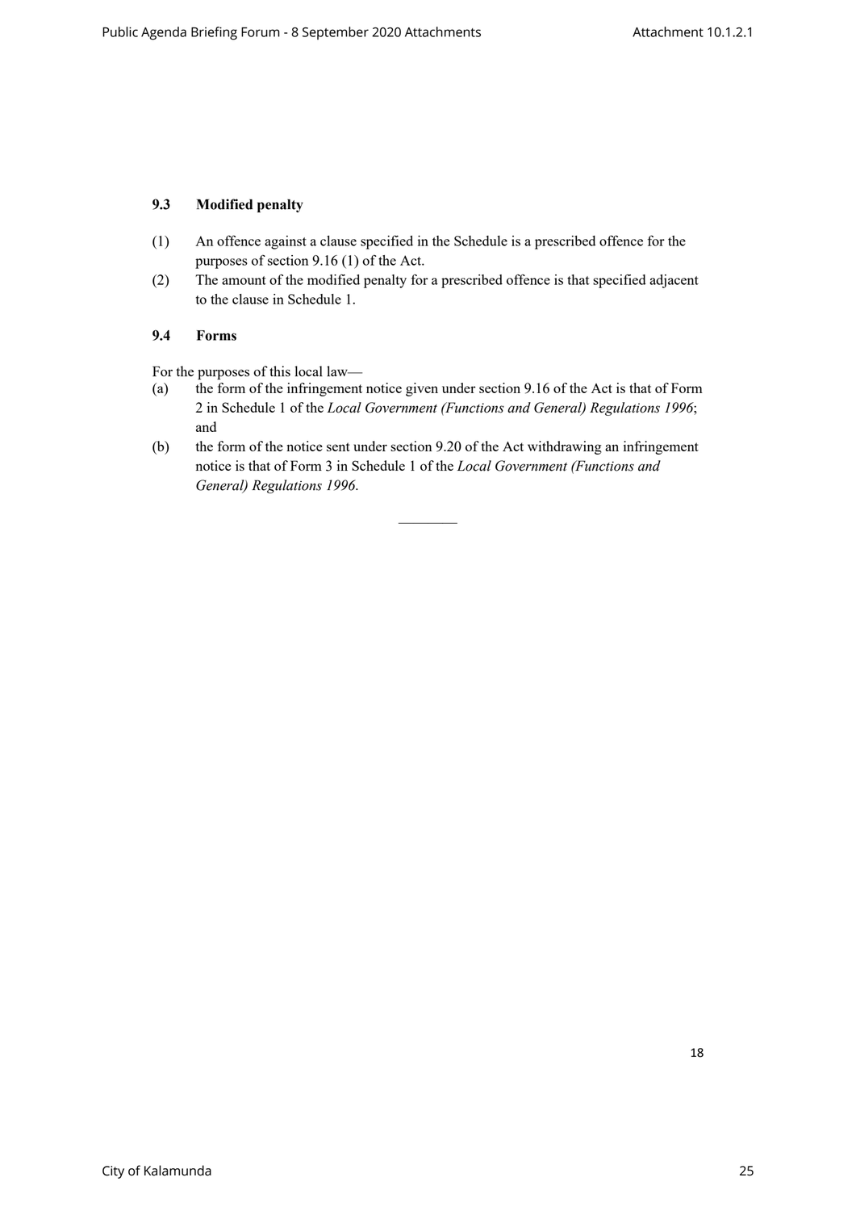### 9.3 Modified penalty

(1) An offence against a clause specified in the Schedule is a prescribed offence for the purposes of section 9.16 (1) of the Act.

(2) The amount of the modified penalty for a prescribed offence is that specified adjacent to the clause in Schedule 1.

### 9.4 Forms

For the purposes of this local law—

(a) the form of the infringement notice given under section 9.16 of the Act is that of Form 2 in Schedule 1 of the *Local Government (Functions and General) Regulations 1996*; and

(b) the form of the notice sent under section 9.20 of the Act withdrawing an infringement notice is that of Form 3 in Schedule 1 of the *Local Government (Functions and General) Regulations 1996*.

————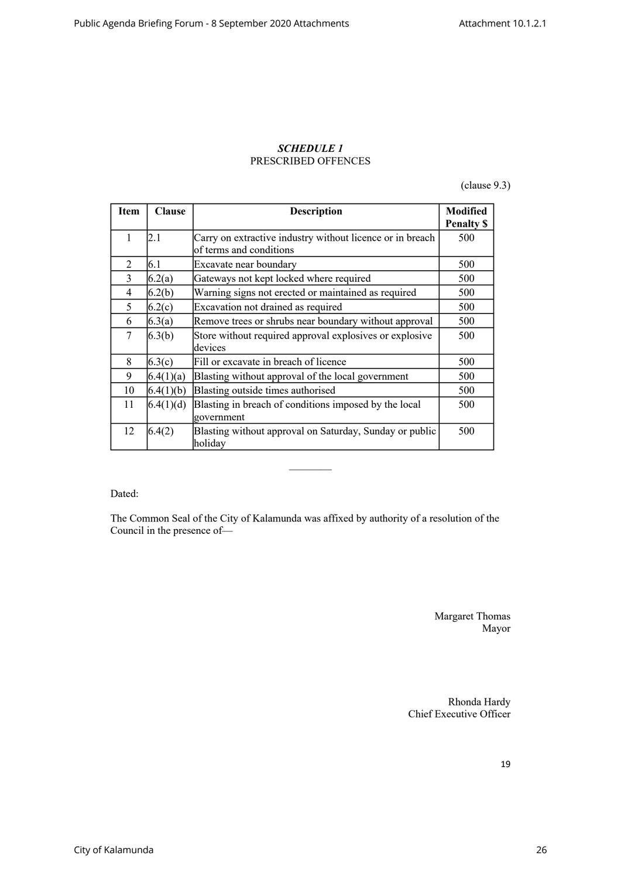## *SCHEDULE 1*

PRESCRIBED OFFENCES

(clause 9.3)

| Item | Clause | Description | Modified Penalty $ |
|---|---|---|---|
| 1 | 2.1 | Carry on extractive industry without licence or in breach of terms and conditions | 500 |
| 2 | 6.1 | Excavate near boundary | 500 |
| 3 | 6.2(a) | Gateways not kept locked where required | 500 |
| 4 | 6.2(b) | Warning signs not erected or maintained as required | 500 |
| 5 | 6.2(c) | Excavation not drained as required | 500 |
| 6 | 6.3(a) | Remove trees or shrubs near boundary without approval | 500 |
| 7 | 6.3(b) | Store without required approval explosives or explosive devices | 500 |
| 8 | 6.3(c) | Fill or excavate in breach of licence | 500 |
| 9 | 6.4(1)(a) | Blasting without approval of the local government | 500 |
| 10 | 6.4(1)(b) | Blasting outside times authorised | 500 |
| 11 | 6.4(1)(d) | Blasting in breach of conditions imposed by the local government | 500 |
| 12 | 6.4(2) | Blasting without approval on Saturday, Sunday or public holiday | 500 |

————

Dated:

The Common Seal of the City of Kalamunda was affixed by authority of a resolution of the Council in the presence of—

Margaret Thomas
Mayor

Rhonda Hardy
Chief Executive Officer